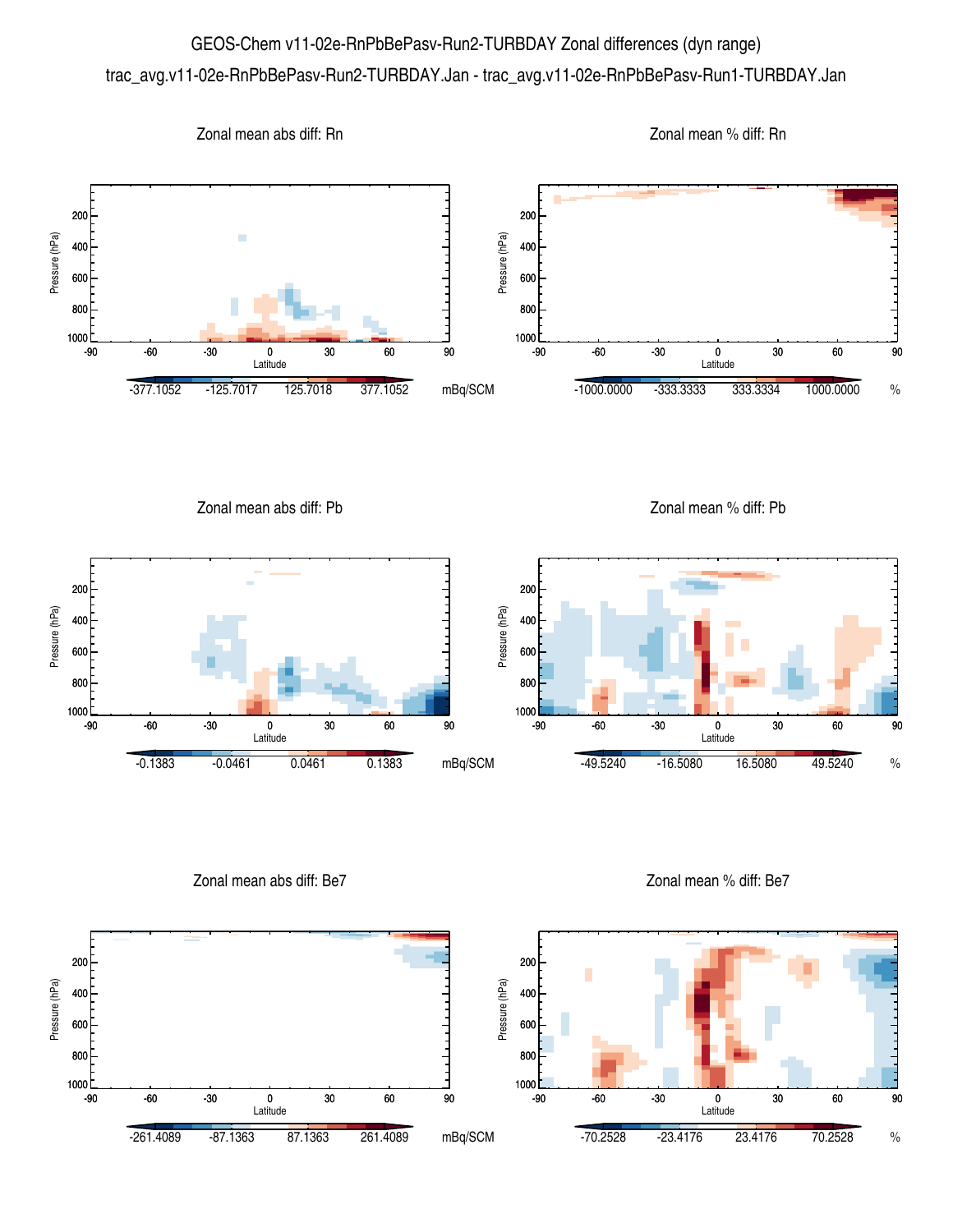# GEOS-Chem v11-02e-RnPbBePasv-Run2-TURBDAY Zonal differences (dyn range)

trac_avg.v11-02e-RnPbBePasv-Run2-TURBDAY.Jan - trac_avg.v11-02e-RnPbBePasv-Run1-TURBDAY.Jan

### Zonal mean abs diff: Rn

Pressure (hPa): 200, 400, 600, 800, 1000

Latitude: -90, -60, -30, 0, 30, 60, 90

-377.1052, -125.7017, 125.7018, 377.1052 mBq/SCM

### Zonal mean % diff: Rn

Pressure (hPa): 200, 400, 600, 800, 1000

Latitude: -90, -60, -30, 0, 30, 60, 90

-1000.0000, -333.3333, 333.3334, 1000.0000 %

### Zonal mean abs diff: Pb

Pressure (hPa): 200, 400, 600, 800, 1000

Latitude: -90, -60, -30, 0, 30, 60, 90

-0.1383, -0.0461, 0.0461, 0.1383 mBq/SCM

### Zonal mean % diff: Pb

Pressure (hPa): 200, 400, 600, 800, 1000

Latitude: -90, -60, -30, 0, 30, 60, 90

-49.5240, -16.5080, 16.5080, 49.5240 %

### Zonal mean abs diff: Be7

Pressure (hPa): 200, 400, 600, 800, 1000

Latitude: -90, -60, -30, 0, 30, 60, 90

-261.4089, -87.1363, 87.1363, 261.4089 mBq/SCM

### Zonal mean % diff: Be7

Pressure (hPa): 200, 400, 600, 800, 1000

Latitude: -90, -60, -30, 0, 30, 60, 90

-70.2528, -23.4176, 23.4176, 70.2528 %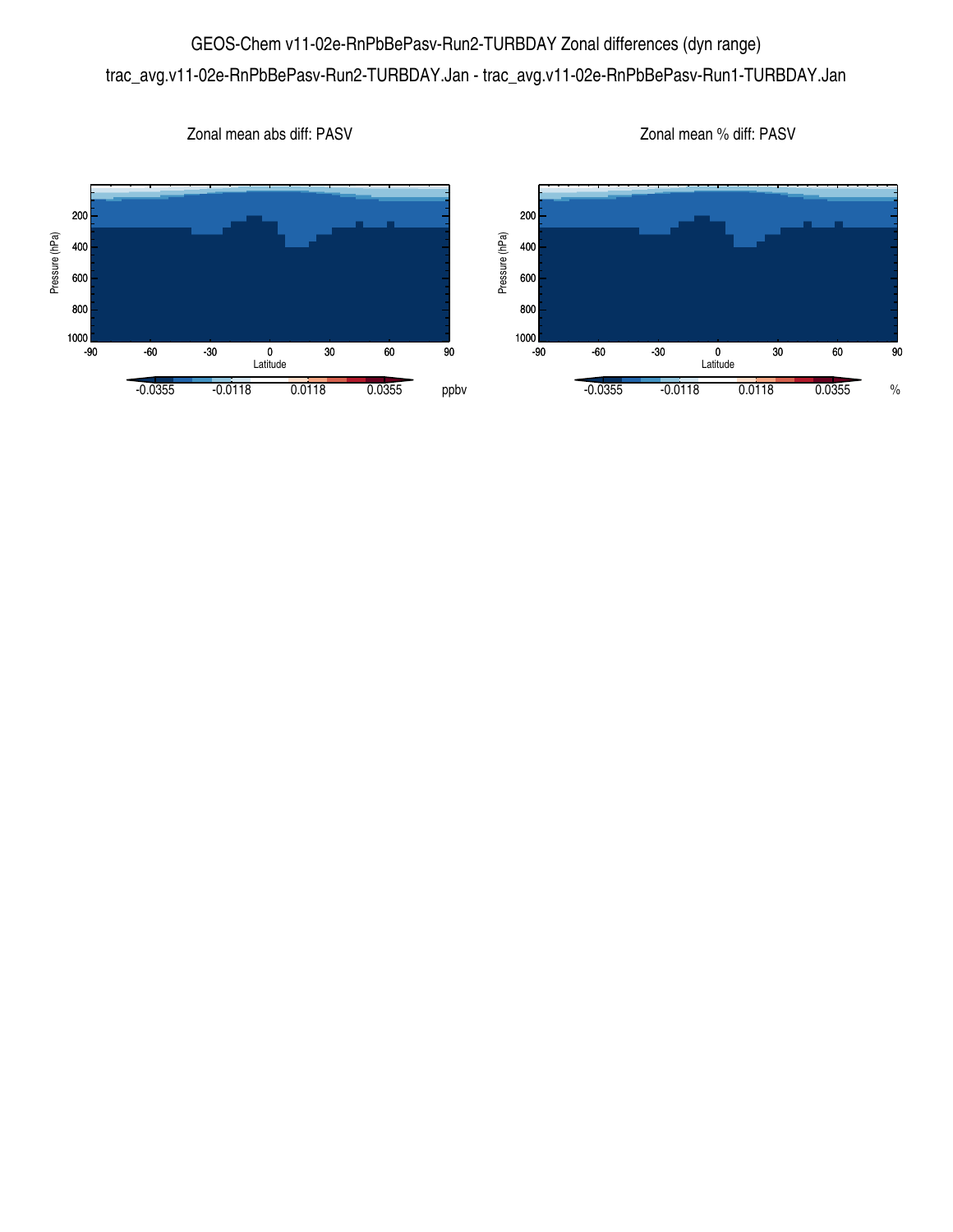GEOS-Chem v11-02e-RnPbBePasv-Run2-TURBDAY Zonal differences (dyn range)

trac_avg.v11-02e-RnPbBePasv-Run2-TURBDAY.Jan - trac_avg.v11-02e-RnPbBePasv-Run1-TURBDAY.Jan

Zonal mean abs diff: PASV

Pressure (hPa)

200
400
600
800
1000

-90 -60 -30 0 30 60 90

Latitude

-0.0355 -0.0118 0.0118 0.0355 ppbv

Zonal mean % diff: PASV

Pressure (hPa)

200
400
600
800
1000

-90 -60 -30 0 30 60 90

Latitude

-0.0355 -0.0118 0.0118 0.0355 %